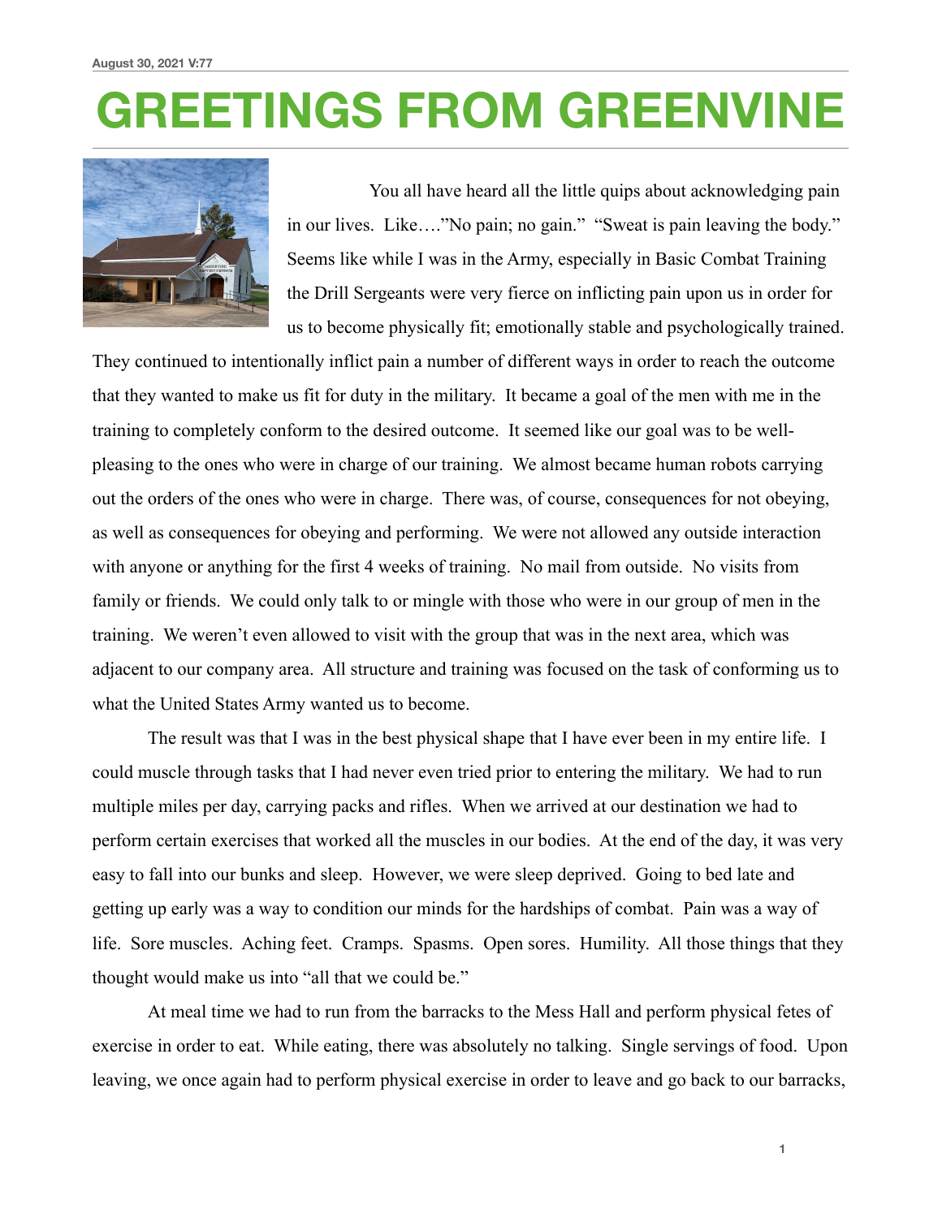August 30, 2021 V:77

# GREETINGS FROM GREENVINE

You all have heard all the little quips about acknowledging pain in our lives. Like…."No pain; no gain." "Sweat is pain leaving the body." Seems like while I was in the Army, especially in Basic Combat Training the Drill Sergeants were very fierce on inflicting pain upon us in order for us to become physically fit; emotionally stable and psychologically trained. They continued to intentionally inflict pain a number of different ways in order to reach the outcome that they wanted to make us fit for duty in the military. It became a goal of the men with me in the training to completely conform to the desired outcome. It seemed like our goal was to be well-pleasing to the ones who were in charge of our training. We almost became human robots carrying out the orders of the ones who were in charge. There was, of course, consequences for not obeying, as well as consequences for obeying and performing. We were not allowed any outside interaction with anyone or anything for the first 4 weeks of training. No mail from outside. No visits from family or friends. We could only talk to or mingle with those who were in our group of men in the training. We weren't even allowed to visit with the group that was in the next area, which was adjacent to our company area. All structure and training was focused on the task of conforming us to what the United States Army wanted us to become.

The result was that I was in the best physical shape that I have ever been in my entire life. I could muscle through tasks that I had never even tried prior to entering the military. We had to run multiple miles per day, carrying packs and rifles. When we arrived at our destination we had to perform certain exercises that worked all the muscles in our bodies. At the end of the day, it was very easy to fall into our bunks and sleep. However, we were sleep deprived. Going to bed late and getting up early was a way to condition our minds for the hardships of combat. Pain was a way of life. Sore muscles. Aching feet. Cramps. Spasms. Open sores. Humility. All those things that they thought would make us into "all that we could be."

At meal time we had to run from the barracks to the Mess Hall and perform physical fetes of exercise in order to eat. While eating, there was absolutely no talking. Single servings of food. Upon leaving, we once again had to perform physical exercise in order to leave and go back to our barracks,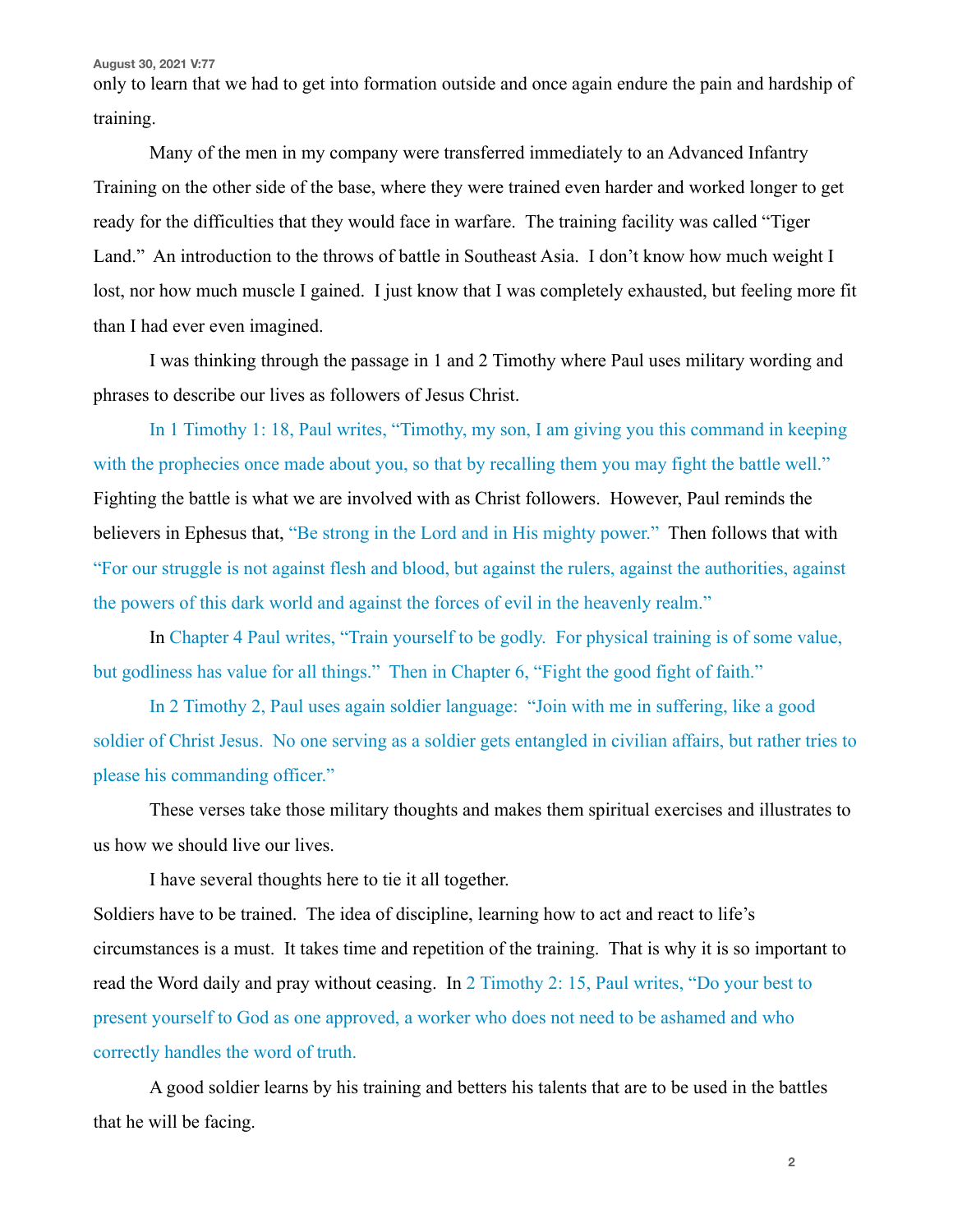only to learn that we had to get into formation outside and once again endure the pain and hardship of training.

Many of the men in my company were transferred immediately to an Advanced Infantry Training on the other side of the base, where they were trained even harder and worked longer to get ready for the difficulties that they would face in warfare. The training facility was called "Tiger Land." An introduction to the throws of battle in Southeast Asia. I don't know how much weight I lost, nor how much muscle I gained. I just know that I was completely exhausted, but feeling more fit than I had ever even imagined.

I was thinking through the passage in 1 and 2 Timothy where Paul uses military wording and phrases to describe our lives as followers of Jesus Christ.

In 1 Timothy 1: 18, Paul writes, "Timothy, my son, I am giving you this command in keeping with the prophecies once made about you, so that by recalling them you may fight the battle well." Fighting the battle is what we are involved with as Christ followers. However, Paul reminds the believers in Ephesus that, "Be strong in the Lord and in His mighty power." Then follows that with "For our struggle is not against flesh and blood, but against the rulers, against the authorities, against the powers of this dark world and against the forces of evil in the heavenly realm."

In Chapter 4 Paul writes, "Train yourself to be godly. For physical training is of some value, but godliness has value for all things." Then in Chapter 6, "Fight the good fight of faith."

In 2 Timothy 2, Paul uses again soldier language: "Join with me in suffering, like a good soldier of Christ Jesus. No one serving as a soldier gets entangled in civilian affairs, but rather tries to please his commanding officer."

These verses take those military thoughts and makes them spiritual exercises and illustrates to us how we should live our lives.

I have several thoughts here to tie it all together.

Soldiers have to be trained. The idea of discipline, learning how to act and react to life's circumstances is a must. It takes time and repetition of the training. That is why it is so important to read the Word daily and pray without ceasing. In 2 Timothy 2: 15, Paul writes, "Do your best to present yourself to God as one approved, a worker who does not need to be ashamed and who correctly handles the word of truth.

A good soldier learns by his training and betters his talents that are to be used in the battles that he will be facing.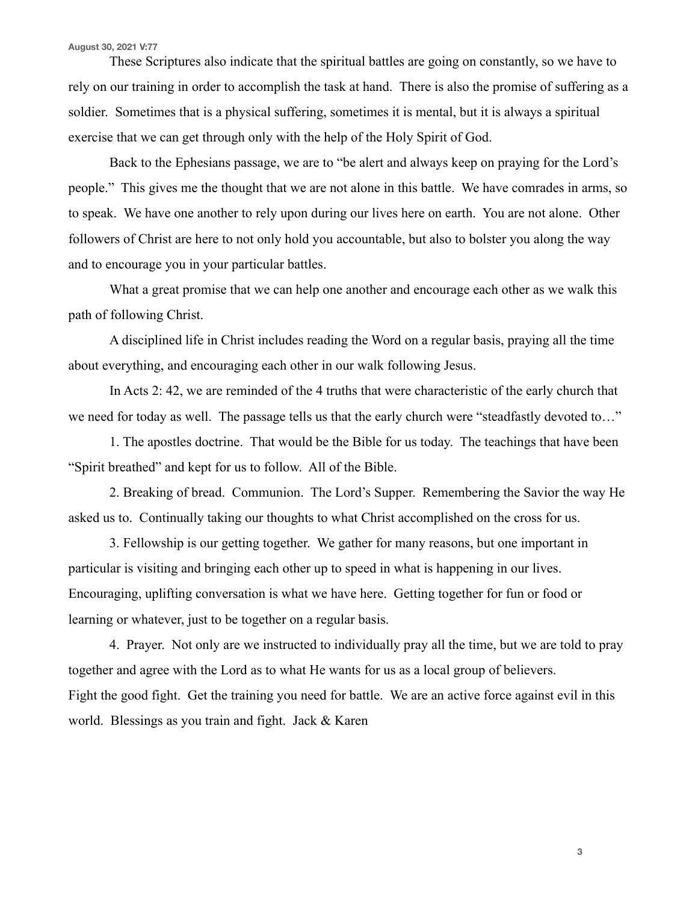These Scriptures also indicate that the spiritual battles are going on constantly, so we have to rely on our training in order to accomplish the task at hand. There is also the promise of suffering as a soldier. Sometimes that is a physical suffering, sometimes it is mental, but it is always a spiritual exercise that we can get through only with the help of the Holy Spirit of God.

Back to the Ephesians passage, we are to "be alert and always keep on praying for the Lord's people." This gives me the thought that we are not alone in this battle. We have comrades in arms, so to speak. We have one another to rely upon during our lives here on earth. You are not alone. Other followers of Christ are here to not only hold you accountable, but also to bolster you along the way and to encourage you in your particular battles.

What a great promise that we can help one another and encourage each other as we walk this path of following Christ.

A disciplined life in Christ includes reading the Word on a regular basis, praying all the time about everything, and encouraging each other in our walk following Jesus.

In Acts 2: 42, we are reminded of the 4 truths that were characteristic of the early church that we need for today as well. The passage tells us that the early church were "steadfastly devoted to…"

1. The apostles doctrine. That would be the Bible for us today. The teachings that have been "Spirit breathed" and kept for us to follow. All of the Bible.

2. Breaking of bread. Communion. The Lord's Supper. Remembering the Savior the way He asked us to. Continually taking our thoughts to what Christ accomplished on the cross for us.

3. Fellowship is our getting together. We gather for many reasons, but one important in particular is visiting and bringing each other up to speed in what is happening in our lives. Encouraging, uplifting conversation is what we have here. Getting together for fun or food or learning or whatever, just to be together on a regular basis.

4. Prayer. Not only are we instructed to individually pray all the time, but we are told to pray together and agree with the Lord as to what He wants for us as a local group of believers.

Fight the good fight. Get the training you need for battle. We are an active force against evil in this world. Blessings as you train and fight. Jack & Karen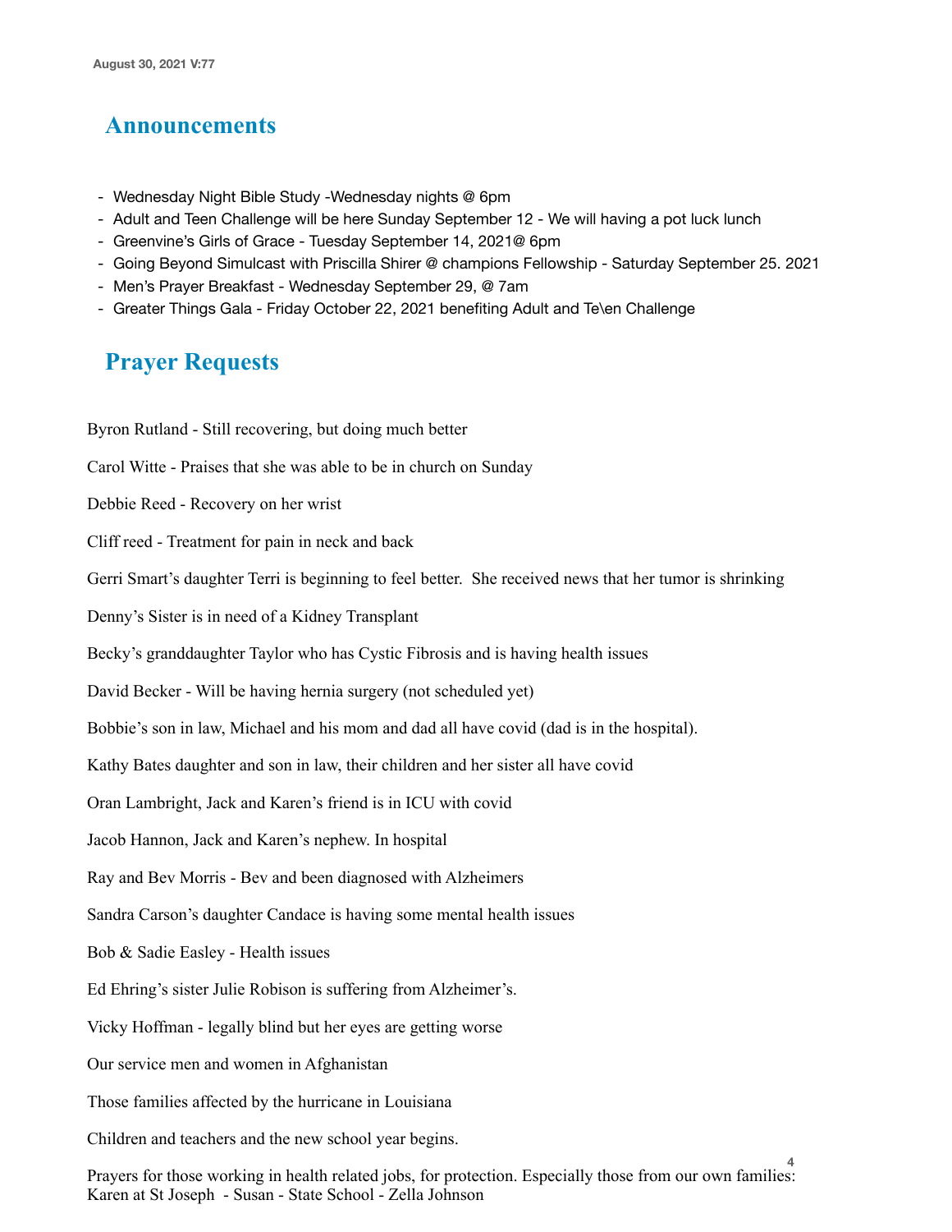August 30, 2021 V:77

## Announcements

- Wednesday Night Bible Study -Wednesday nights @ 6pm
- Adult and Teen Challenge will be here Sunday September 12 - We will having a pot luck lunch
- Greenvine's Girls of Grace - Tuesday September 14, 2021@ 6pm
- Going Beyond Simulcast with Priscilla Shirer @ champions Fellowship - Saturday September 25. 2021
- Men's Prayer Breakfast - Wednesday September 29, @ 7am
- Greater Things Gala - Friday October 22, 2021 benefiting Adult and Te\en Challenge

## Prayer Requests

Byron Rutland - Still recovering, but doing much better

Carol Witte - Praises that she was able to be in church on Sunday

Debbie Reed - Recovery on her wrist

Cliff reed - Treatment for pain in neck and back

Gerri Smart's daughter Terri is beginning to feel better. She received news that her tumor is shrinking

Denny's Sister is in need of a Kidney Transplant

Becky's granddaughter Taylor who has Cystic Fibrosis and is having health issues

David Becker - Will be having hernia surgery (not scheduled yet)

Bobbie's son in law, Michael and his mom and dad all have covid (dad is in the hospital).

Kathy Bates daughter and son in law, their children and her sister all have covid

Oran Lambright, Jack and Karen's friend is in ICU with covid

Jacob Hannon, Jack and Karen's nephew. In hospital

Ray and Bev Morris - Bev and been diagnosed with Alzheimers

Sandra Carson's daughter Candace is having some mental health issues

Bob & Sadie Easley - Health issues

Ed Ehring's sister Julie Robison is suffering from Alzheimer's.

Vicky Hoffman - legally blind but her eyes are getting worse

Our service men and women in Afghanistan

Those families affected by the hurricane in Louisiana

Children and teachers and the new school year begins.

Prayers for those working in health related jobs, for protection. Especially those from our own families: Karen at St Joseph - Susan - State School - Zella Johnson